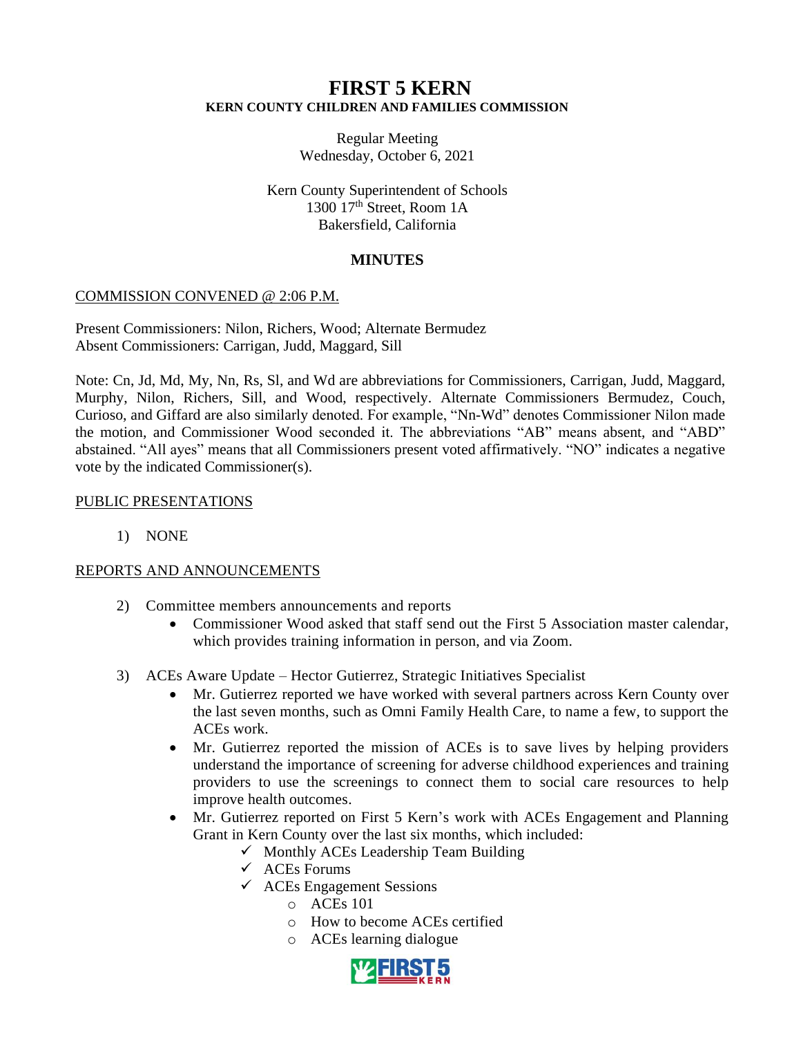# FIRST 5 KERN

**KERN COUNTY CHILDREN AND FAMILIES COMMISSION**

Regular Meeting
Wednesday, October 6, 2021

Kern County Superintendent of Schools
1300 17th Street, Room 1A
Bakersfield, California

## MINUTES

COMMISSION CONVENED @ 2:06 P.M.

Present Commissioners: Nilon, Richers, Wood; Alternate Bermudez
Absent Commissioners: Carrigan, Judd, Maggard, Sill

Note: Cn, Jd, Md, My, Nn, Rs, Sl, and Wd are abbreviations for Commissioners, Carrigan, Judd, Maggard, Murphy, Nilon, Richers, Sill, and Wood, respectively. Alternate Commissioners Bermudez, Couch, Curioso, and Giffard are also similarly denoted. For example, "Nn-Wd" denotes Commissioner Nilon made the motion, and Commissioner Wood seconded it. The abbreviations "AB" means absent, and "ABD" abstained. "All ayes" means that all Commissioners present voted affirmatively. "NO" indicates a negative vote by the indicated Commissioner(s).

PUBLIC PRESENTATIONS

1) NONE

REPORTS AND ANNOUNCEMENTS

2) Committee members announcements and reports
   - Commissioner Wood asked that staff send out the First 5 Association master calendar, which provides training information in person, and via Zoom.

3) ACEs Aware Update – Hector Gutierrez, Strategic Initiatives Specialist
   - Mr. Gutierrez reported we have worked with several partners across Kern County over the last seven months, such as Omni Family Health Care, to name a few, to support the ACEs work.
   - Mr. Gutierrez reported the mission of ACEs is to save lives by helping providers understand the importance of screening for adverse childhood experiences and training providers to use the screenings to connect them to social care resources to help improve health outcomes.
   - Mr. Gutierrez reported on First 5 Kern's work with ACEs Engagement and Planning Grant in Kern County over the last six months, which included:
     - ✓ Monthly ACEs Leadership Team Building
     - ✓ ACEs Forums
     - ✓ ACEs Engagement Sessions
       - ACEs 101
       - How to become ACEs certified
       - ACEs learning dialogue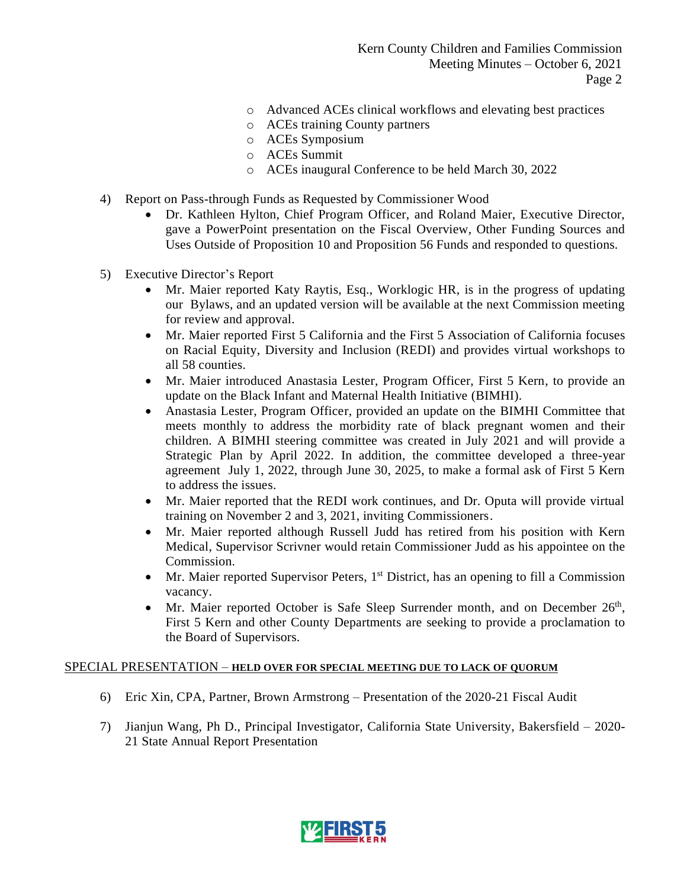- Advanced ACEs clinical workflows and elevating best practices
  - ACEs training County partners
  - ACEs Symposium
  - ACEs Summit
  - ACEs inaugural Conference to be held March 30, 2022

4) Report on Pass-through Funds as Requested by Commissioner Wood
   - Dr. Kathleen Hylton, Chief Program Officer, and Roland Maier, Executive Director, gave a PowerPoint presentation on the Fiscal Overview, Other Funding Sources and Uses Outside of Proposition 10 and Proposition 56 Funds and responded to questions.

5) Executive Director's Report
   - Mr. Maier reported Katy Raytis, Esq., Worklogic HR, is in the progress of updating our Bylaws, and an updated version will be available at the next Commission meeting for review and approval.
   - Mr. Maier reported First 5 California and the First 5 Association of California focuses on Racial Equity, Diversity and Inclusion (REDI) and provides virtual workshops to all 58 counties.
   - Mr. Maier introduced Anastasia Lester, Program Officer, First 5 Kern, to provide an update on the Black Infant and Maternal Health Initiative (BIMHI).
   - Anastasia Lester, Program Officer, provided an update on the BIMHI Committee that meets monthly to address the morbidity rate of black pregnant women and their children. A BIMHI steering committee was created in July 2021 and will provide a Strategic Plan by April 2022. In addition, the committee developed a three-year agreement July 1, 2022, through June 30, 2025, to make a formal ask of First 5 Kern to address the issues.
   - Mr. Maier reported that the REDI work continues, and Dr. Oputa will provide virtual training on November 2 and 3, 2021, inviting Commissioners.
   - Mr. Maier reported although Russell Judd has retired from his position with Kern Medical, Supervisor Scrivner would retain Commissioner Judd as his appointee on the Commission.
   - Mr. Maier reported Supervisor Peters, 1st District, has an opening to fill a Commission vacancy.
   - Mr. Maier reported October is Safe Sleep Surrender month, and on December 26th, First 5 Kern and other County Departments are seeking to provide a proclamation to the Board of Supervisors.

SPECIAL PRESENTATION – **HELD OVER FOR SPECIAL MEETING DUE TO LACK OF QUORUM**

6) Eric Xin, CPA, Partner, Brown Armstrong – Presentation of the 2020-21 Fiscal Audit

7) Jianjun Wang, Ph D., Principal Investigator, California State University, Bakersfield – 2020-21 State Annual Report Presentation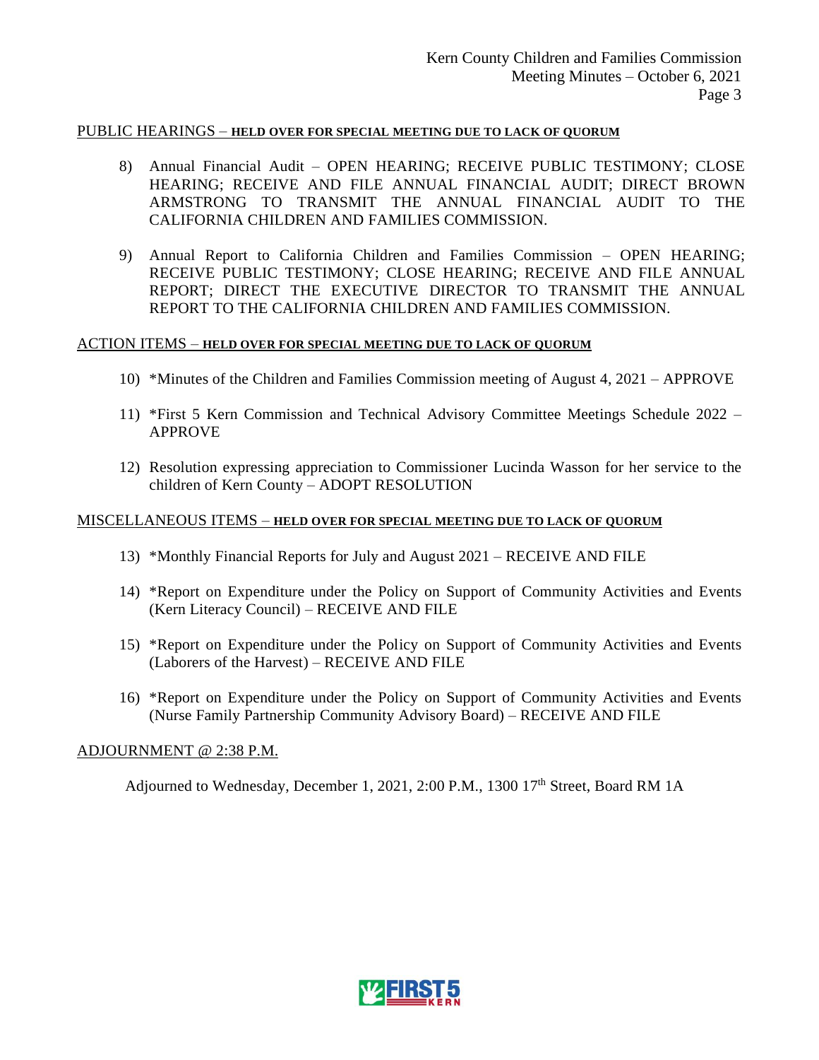## PUBLIC HEARINGS – **HELD OVER FOR SPECIAL MEETING DUE TO LACK OF QUORUM**

8) Annual Financial Audit – OPEN HEARING; RECEIVE PUBLIC TESTIMONY; CLOSE HEARING; RECEIVE AND FILE ANNUAL FINANCIAL AUDIT; DIRECT BROWN ARMSTRONG TO TRANSMIT THE ANNUAL FINANCIAL AUDIT TO THE CALIFORNIA CHILDREN AND FAMILIES COMMISSION.

9) Annual Report to California Children and Families Commission – OPEN HEARING; RECEIVE PUBLIC TESTIMONY; CLOSE HEARING; RECEIVE AND FILE ANNUAL REPORT; DIRECT THE EXECUTIVE DIRECTOR TO TRANSMIT THE ANNUAL REPORT TO THE CALIFORNIA CHILDREN AND FAMILIES COMMISSION.

## ACTION ITEMS – **HELD OVER FOR SPECIAL MEETING DUE TO LACK OF QUORUM**

10) *Minutes of the Children and Families Commission meeting of August 4, 2021 – APPROVE

11) *First 5 Kern Commission and Technical Advisory Committee Meetings Schedule 2022 – APPROVE

12) Resolution expressing appreciation to Commissioner Lucinda Wasson for her service to the children of Kern County – ADOPT RESOLUTION

## MISCELLANEOUS ITEMS – **HELD OVER FOR SPECIAL MEETING DUE TO LACK OF QUORUM**

13) *Monthly Financial Reports for July and August 2021 – RECEIVE AND FILE

14) *Report on Expenditure under the Policy on Support of Community Activities and Events (Kern Literacy Council) – RECEIVE AND FILE

15) *Report on Expenditure under the Policy on Support of Community Activities and Events (Laborers of the Harvest) – RECEIVE AND FILE

16) *Report on Expenditure under the Policy on Support of Community Activities and Events (Nurse Family Partnership Community Advisory Board) – RECEIVE AND FILE

## ADJOURNMENT @ 2:38 P.M.

Adjourned to Wednesday, December 1, 2021, 2:00 P.M., 1300 17th Street, Board RM 1A